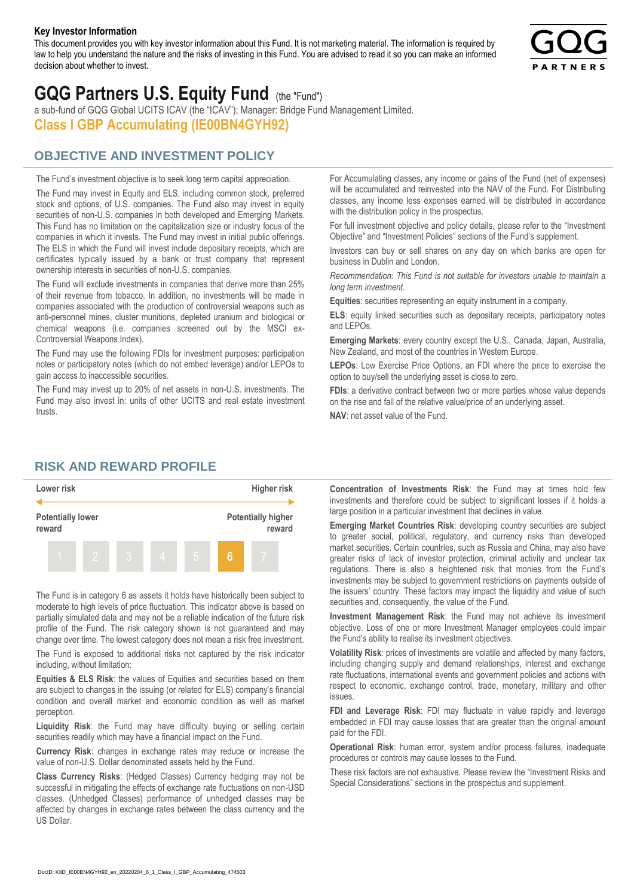**Key Investor Information**

This document provides you with key investor information about this Fund. It is not marketing material. The information is required by law to help you understand the nature and the risks of investing in this Fund. You are advised to read it so you can make an informed decision about whether to invest.

# GQG Partners U.S. Equity Fund (the "Fund")

a sub-fund of GQG Global UCITS ICAV (the "ICAV"); Manager: Bridge Fund Management Limited.

**Class I GBP Accumulating (IE00BN4GYH92)**

## OBJECTIVE AND INVESTMENT POLICY

The Fund's investment objective is to seek long term capital appreciation.

The Fund may invest in Equity and ELS, including common stock, preferred stock and options, of U.S. companies. The Fund also may invest in equity securities of non-U.S. companies in both developed and Emerging Markets. This Fund has no limitation on the capitalization size or industry focus of the companies in which it invests. The Fund may invest in initial public offerings. The ELS in which the Fund will invest include depositary receipts, which are certificates typically issued by a bank or trust company that represent ownership interests in securities of non-U.S. companies.

The Fund will exclude investments in companies that derive more than 25% of their revenue from tobacco. In addition, no investments will be made in companies associated with the production of controversial weapons such as anti-personnel mines, cluster munitions, depleted uranium and biological or chemical weapons (i.e. companies screened out by the MSCI ex-Controversial Weapons Index).

The Fund may use the following FDIs for investment purposes: participation notes or participatory notes (which do not embed leverage) and/or LEPOs to gain access to inaccessible securities.

The Fund may invest up to 20% of net assets in non-U.S. investments. The Fund may also invest in: units of other UCITS and real estate investment trusts.

For Accumulating classes, any income or gains of the Fund (net of expenses) will be accumulated and reinvested into the NAV of the Fund. For Distributing classes, any income less expenses earned will be distributed in accordance with the distribution policy in the prospectus.

For full investment objective and policy details, please refer to the "Investment Objective" and "Investment Policies" sections of the Fund's supplement.

Investors can buy or sell shares on any day on which banks are open for business in Dublin and London.

*Recommendation: This Fund is not suitable for investors unable to maintain a long term investment.*

**Equities**: securities representing an equity instrument in a company.

**ELS**: equity linked securities such as depositary receipts, participatory notes and LEPOs.

**Emerging Markets**: every country except the U.S., Canada, Japan, Australia, New Zealand, and most of the countries in Western Europe.

**LEPOs**: Low Exercise Price Options, an FDI where the price to exercise the option to buy/sell the underlying asset is close to zero.

**FDIs**: a derivative contract between two or more parties whose value depends on the rise and fall of the relative value/price of an underlying asset.

**NAV**: net asset value of the Fund.

## RISK AND REWARD PROFILE

| Lower risk | | | | | | Higher risk |
|---|---|---|---|---|---|---|
| Potentially lower reward | | | | | | Potentially higher reward |
| 1 | 2 | 3 | 4 | 5 | **6** | 7 |

The Fund is in category 6 as assets it holds have historically been subject to moderate to high levels of price fluctuation. This indicator above is based on partially simulated data and may not be a reliable indication of the future risk profile of the Fund. The risk category shown is not guaranteed and may change over time. The lowest category does not mean a risk free investment.

The Fund is exposed to additional risks not captured by the risk indicator including, without limitation:

**Equities & ELS Risk**: the values of Equities and securities based on them are subject to changes in the issuing (or related for ELS) company's financial condition and overall market and economic condition as well as market perception.

**Liquidity Risk**: the Fund may have difficulty buying or selling certain securities readily which may have a financial impact on the Fund.

**Currency Risk**: changes in exchange rates may reduce or increase the value of non-U.S. Dollar denominated assets held by the Fund.

**Class Currency Risks**: (Hedged Classes) Currency hedging may not be successful in mitigating the effects of exchange rate fluctuations on non-USD classes. (Unhedged Classes) performance of unhedged classes may be affected by changes in exchange rates between the class currency and the US Dollar.

**Concentration of Investments Risk**: the Fund may at times hold few investments and therefore could be subject to significant losses if it holds a large position in a particular investment that declines in value.

**Emerging Market Countries Risk**: developing country securities are subject to greater social, political, regulatory, and currency risks than developed market securities. Certain countries, such as Russia and China, may also have greater risks of lack of investor protection, criminal activity and unclear tax regulations. There is also a heightened risk that monies from the Fund's investments may be subject to government restrictions on payments outside of the issuers' country. These factors may impact the liquidity and value of such securities and, consequently, the value of the Fund.

**Investment Management Risk**: the Fund may not achieve its investment objective. Loss of one or more Investment Manager employees could impair the Fund's ability to realise its investment objectives.

**Volatility Risk**: prices of investments are volatile and affected by many factors, including changing supply and demand relationships, interest and exchange rate fluctuations, international events and government policies and actions with respect to economic, exchange control, trade, monetary, military and other issues.

**FDI and Leverage Risk**: FDI may fluctuate in value rapidly and leverage embedded in FDI may cause losses that are greater than the original amount paid for the FDI.

**Operational Risk**: human error, system and/or process failures, inadequate procedures or controls may cause losses to the Fund.

These risk factors are not exhaustive. Please review the "Investment Risks and Special Considerations" sections in the prospectus and supplement.

DocID: KIID_IE00BN4GYH92_en_20220204_6_1_Class_I_GBP_Accumulating_474503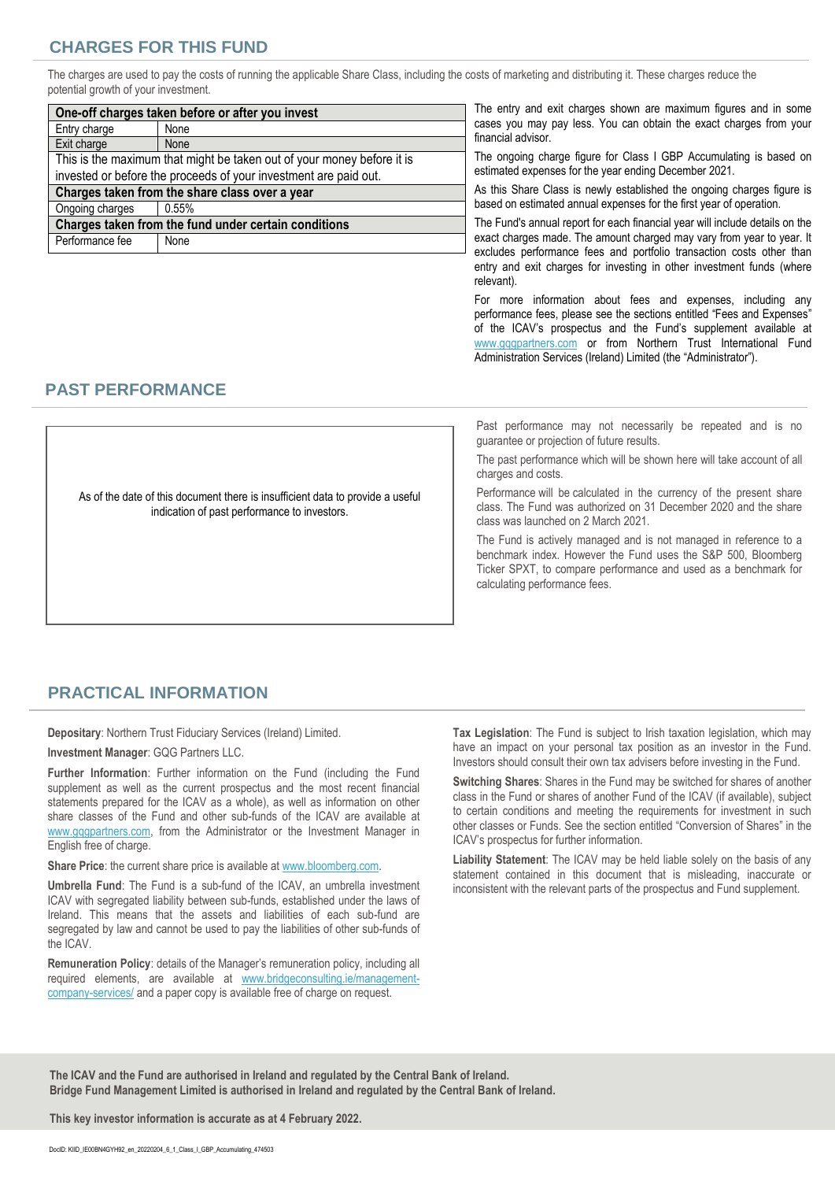## CHARGES FOR THIS FUND

The charges are used to pay the costs of running the applicable Share Class, including the costs of marketing and distributing it. These charges reduce the potential growth of your investment.

| One-off charges taken before or after you invest | |
|---|---|
| Entry charge | None |
| Exit charge | None |
| This is the maximum that might be taken out of your money before it is invested or before the proceeds of your investment are paid out. | |
| **Charges taken from the share class over a year** | |
| Ongoing charges | 0.55% |
| **Charges taken from the fund under certain conditions** | |
| Performance fee | None |

The entry and exit charges shown are maximum figures and in some cases you may pay less. You can obtain the exact charges from your financial advisor.

The ongoing charge figure for Class I GBP Accumulating is based on estimated expenses for the year ending December 2021.

As this Share Class is newly established the ongoing charges figure is based on estimated annual expenses for the first year of operation.

The Fund's annual report for each financial year will include details on the exact charges made. The amount charged may vary from year to year. It excludes performance fees and portfolio transaction costs other than entry and exit charges for investing in other investment funds (where relevant).

For more information about fees and expenses, including any performance fees, please see the sections entitled "Fees and Expenses" of the ICAV's prospectus and the Fund's supplement available at www.gqgpartners.com or from Northern Trust International Fund Administration Services (Ireland) Limited (the "Administrator").

## PAST PERFORMANCE

As of the date of this document there is insufficient data to provide a useful indication of past performance to investors.

Past performance may not necessarily be repeated and is no guarantee or projection of future results.

The past performance which will be shown here will take account of all charges and costs.

Performance will be calculated in the currency of the present share class. The Fund was authorized on 31 December 2020 and the share class was launched on 2 March 2021.

The Fund is actively managed and is not managed in reference to a benchmark index. However the Fund uses the S&P 500, Bloomberg Ticker SPXT, to compare performance and used as a benchmark for calculating performance fees.

## PRACTICAL INFORMATION

**Depositary**: Northern Trust Fiduciary Services (Ireland) Limited.

**Investment Manager**: GQG Partners LLC.

**Further Information**: Further information on the Fund (including the Fund supplement as well as the current prospectus and the most recent financial statements prepared for the ICAV as a whole), as well as information on other share classes of the Fund and other sub-funds of the ICAV are available at www.gqgpartners.com, from the Administrator or the Investment Manager in English free of charge.

**Share Price**: the current share price is available at www.bloomberg.com.

**Umbrella Fund**: The Fund is a sub-fund of the ICAV, an umbrella investment ICAV with segregated liability between sub-funds, established under the laws of Ireland. This means that the assets and liabilities of each sub-fund are segregated by law and cannot be used to pay the liabilities of other sub-funds of the ICAV.

**Remuneration Policy**: details of the Manager's remuneration policy, including all required elements, are available at www.bridgeconsulting.ie/management-company-services/ and a paper copy is available free of charge on request.

**Tax Legislation**: The Fund is subject to Irish taxation legislation, which may have an impact on your personal tax position as an investor in the Fund. Investors should consult their own tax advisers before investing in the Fund.

**Switching Shares**: Shares in the Fund may be switched for shares of another class in the Fund or shares of another Fund of the ICAV (if available), subject to certain conditions and meeting the requirements for investment in such other classes or Funds. See the section entitled "Conversion of Shares" in the ICAV's prospectus for further information.

**Liability Statement**: The ICAV may be held liable solely on the basis of any statement contained in this document that is misleading, inaccurate or inconsistent with the relevant parts of the prospectus and Fund supplement.

**The ICAV and the Fund are authorised in Ireland and regulated by the Central Bank of Ireland.**
**Bridge Fund Management Limited is authorised in Ireland and regulated by the Central Bank of Ireland.**

**This key investor information is accurate as at 4 February 2022.**

DocID: KIID_IE00BN4GYH92_en_20220204_6_1_Class_I_GBP_Accumulating_474503